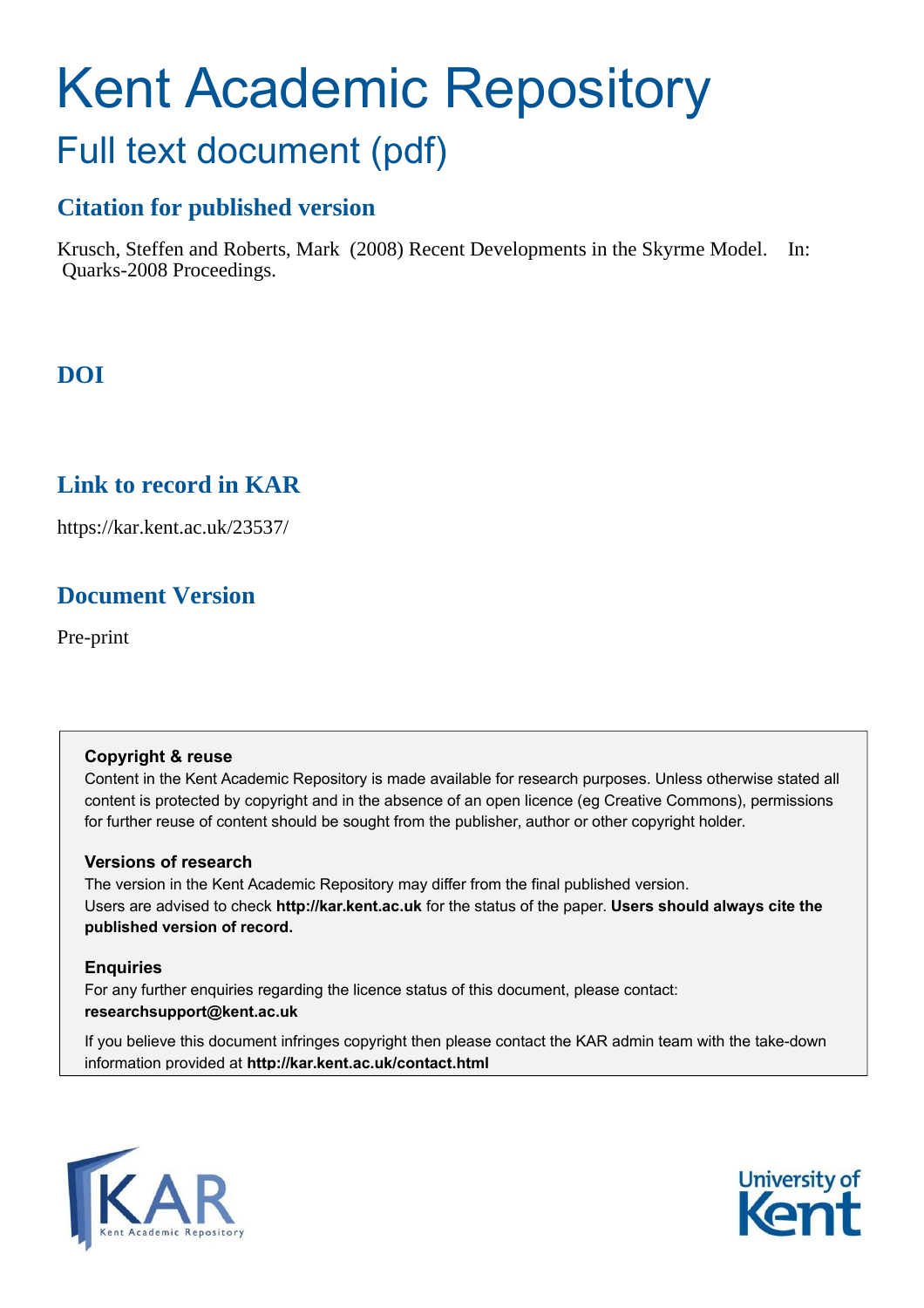# Kent Academic Repository

## Full text document (pdf)

### Citation for published version

Krusch, Steffen and Roberts, Mark (2008) Recent Developments in the Skyrme Model. In: Quarks-2008 Proceedings.

### DOI

### Link to record in KAR

https://kar.kent.ac.uk/23537/

### Document Version

Pre-print

**Copyright & reuse**

Content in the Kent Academic Repository is made available for research purposes. Unless otherwise stated all content is protected by copyright and in the absence of an open licence (eg Creative Commons), permissions for further reuse of content should be sought from the publisher, author or other copyright holder.

**Versions of research**

The version in the Kent Academic Repository may differ from the final published version. Users are advised to check **http://kar.kent.ac.uk** for the status of the paper. **Users should always cite the published version of record.**

**Enquiries**

For any further enquiries regarding the licence status of this document, please contact: **researchsupport@kent.ac.uk**

If you believe this document infringes copyright then please contact the KAR admin team with the take-down information provided at **http://kar.kent.ac.uk/contact.html**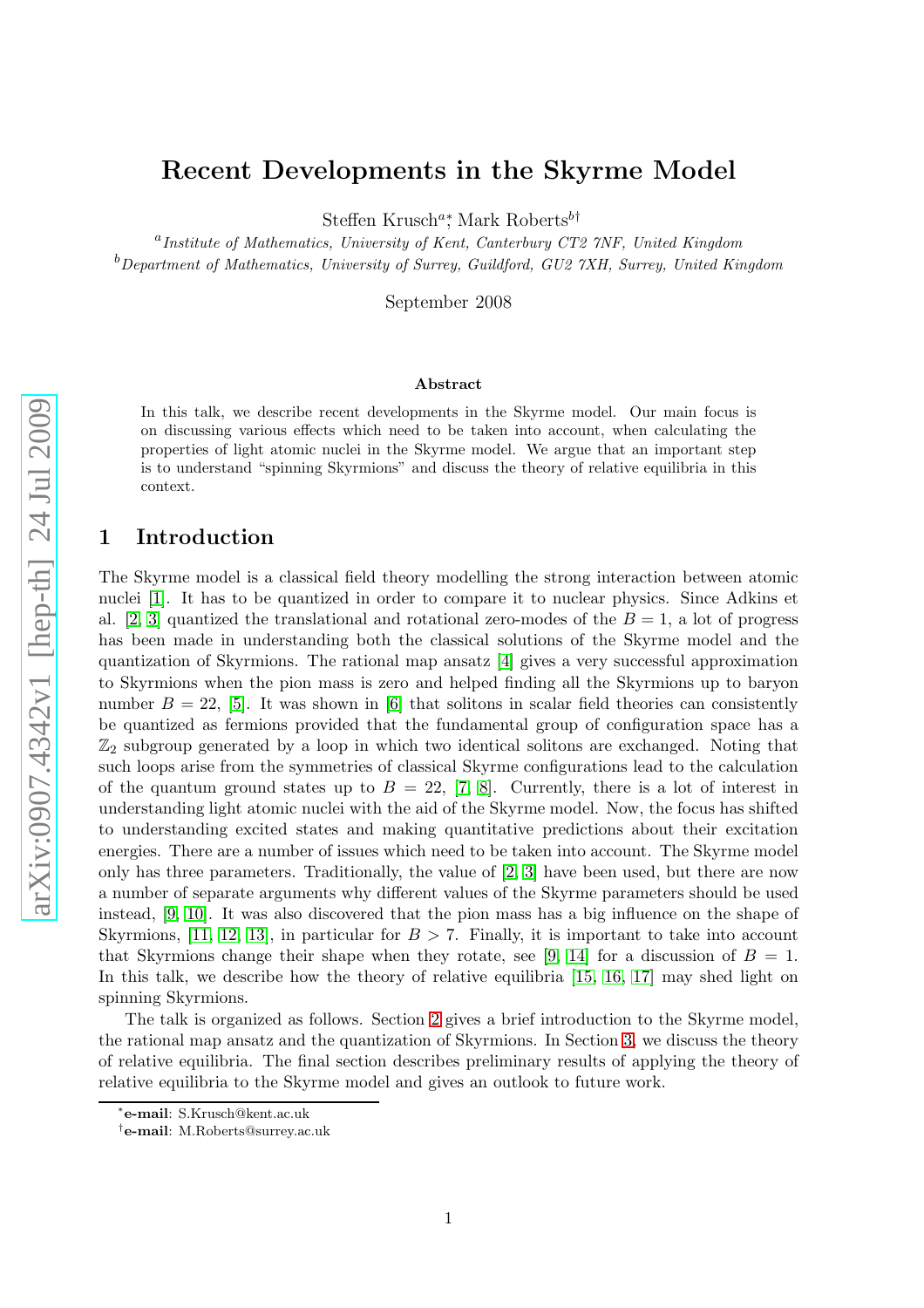# Recent Developments in the Skyrme Model

Steffen Krusch[a]*, Mark Roberts[b]†

[a] *Institute of Mathematics, University of Kent, Canterbury CT2 7NF, United Kingdom*
[b] *Department of Mathematics, University of Surrey, Guildford, GU2 7XH, Surrey, United Kingdom*

September 2008

### Abstract

In this talk, we describe recent developments in the Skyrme model. Our main focus is on discussing various effects which need to be taken into account, when calculating the properties of light atomic nuclei in the Skyrme model. We argue that an important step is to understand "spinning Skyrmions" and discuss the theory of relative equilibria in this context.

## 1 Introduction

The Skyrme model is a classical field theory modelling the strong interaction between atomic nuclei [1]. It has to be quantized in order to compare it to nuclear physics. Since Adkins et al. [2, 3] quantized the translational and rotational zero-modes of the $B = 1$, a lot of progress has been made in understanding both the classical solutions of the Skyrme model and the quantization of Skyrmions. The rational map ansatz [4] gives a very successful approximation to Skyrmions when the pion mass is zero and helped finding all the Skyrmions up to baryon number $B = 22$, [5]. It was shown in [6] that solitons in scalar field theories can consistently be quantized as fermions provided that the fundamental group of configuration space has a $\mathbb{Z}_2$ subgroup generated by a loop in which two identical solitons are exchanged. Noting that such loops arise from the symmetries of classical Skyrme configurations lead to the calculation of the quantum ground states up to $B = 22$, [7, 8]. Currently, there is a lot of interest in understanding light atomic nuclei with the aid of the Skyrme model. Now, the focus has shifted to understanding excited states and making quantitative predictions about their excitation energies. There are a number of issues which need to be taken into account. The Skyrme model only has three parameters. Traditionally, the value of [2, 3] have been used, but there are now a number of separate arguments why different values of the Skyrme parameters should be used instead, [9, 10]. It was also discovered that the pion mass has a big influence on the shape of Skyrmions, [11, 12, 13], in particular for $B > 7$. Finally, it is important to take into account that Skyrmions change their shape when they rotate, see [9, 14] for a discussion of $B = 1$. In this talk, we describe how the theory of relative equilibria [15, 16, 17] may shed light on spinning Skyrmions.

The talk is organized as follows. Section 2 gives a brief introduction to the Skyrme model, the rational map ansatz and the quantization of Skyrmions. In Section 3, we discuss the theory of relative equilibria. The final section describes preliminary results of applying the theory of relative equilibria to the Skyrme model and gives an outlook to future work.

*e-mail: S.Krusch@kent.ac.uk

†e-mail: M.Roberts@surrey.ac.uk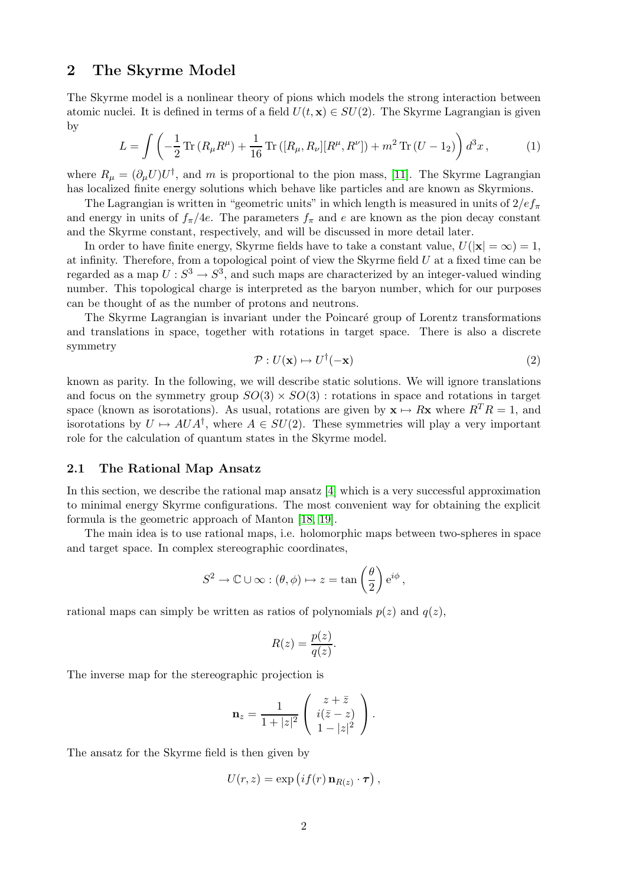## 2 The Skyrme Model

The Skyrme model is a nonlinear theory of pions which models the strong interaction between atomic nuclei. It is defined in terms of a field $U(t, \mathbf{x}) \in SU(2)$. The Skyrme Lagrangian is given by

$$L = \int \left( -\frac{1}{2} \operatorname{Tr}\left(R_\mu R^\mu\right) + \frac{1}{16} \operatorname{Tr}\left([R_\mu, R_\nu][R^\mu, R^\nu]\right) + m^2 \operatorname{Tr}\left(U - 1_2\right) \right) d^3x \,, \tag{1}$$

where $R_\mu = (\partial_\mu U)U^\dagger$, and $m$ is proportional to the pion mass, [11]. The Skyrme Lagrangian has localized finite energy solutions which behave like particles and are known as Skyrmions.

The Lagrangian is written in "geometric units" in which length is measured in units of $2/ef_\pi$ and energy in units of $f_\pi/4e$. The parameters $f_\pi$ and $e$ are known as the pion decay constant and the Skyrme constant, respectively, and will be discussed in more detail later.

In order to have finite energy, Skyrme fields have to take a constant value, $U(|\mathbf{x}| = \infty) = 1$, at infinity. Therefore, from a topological point of view the Skyrme field $U$ at a fixed time can be regarded as a map $U : S^3 \to S^3$, and such maps are characterized by an integer-valued winding number. This topological charge is interpreted as the baryon number, which for our purposes can be thought of as the number of protons and neutrons.

The Skyrme Lagrangian is invariant under the Poincaré group of Lorentz transformations and translations in space, together with rotations in target space. There is also a discrete symmetry

$$\mathcal{P} : U(\mathbf{x}) \mapsto U^\dagger(-\mathbf{x}) \tag{2}$$

known as parity. In the following, we will describe static solutions. We will ignore translations and focus on the symmetry group $SO(3) \times SO(3)$ : rotations in space and rotations in target space (known as isorotations). As usual, rotations are given by $\mathbf{x} \mapsto R\mathbf{x}$ where $R^T R = 1$, and isorotations by $U \mapsto AUA^\dagger$, where $A \in SU(2)$. These symmetries will play a very important role for the calculation of quantum states in the Skyrme model.

### 2.1 The Rational Map Ansatz

In this section, we describe the rational map ansatz [4] which is a very successful approximation to minimal energy Skyrme configurations. The most convenient way for obtaining the explicit formula is the geometric approach of Manton [18, 19].

The main idea is to use rational maps, i.e. holomorphic maps between two-spheres in space and target space. In complex stereographic coordinates,

$$S^2 \to \mathbb{C} \cup \infty : (\theta, \phi) \mapsto z = \tan\left(\frac{\theta}{2}\right) \mathrm{e}^{i\phi} \,,$$

rational maps can simply be written as ratios of polynomials $p(z)$ and $q(z)$,

$$R(z) = \frac{p(z)}{q(z)}.$$

The inverse map for the stereographic projection is

$$\mathbf{n}_z = \frac{1}{1 + |z|^2} \begin{pmatrix} z + \bar{z} \\ i(\bar{z} - z) \\ 1 - |z|^2 \end{pmatrix}.$$

The ansatz for the Skyrme field is then given by

$$U(r, z) = \exp\left(if(r)\, \mathbf{n}_{R(z)} \cdot \boldsymbol{\tau}\right),$$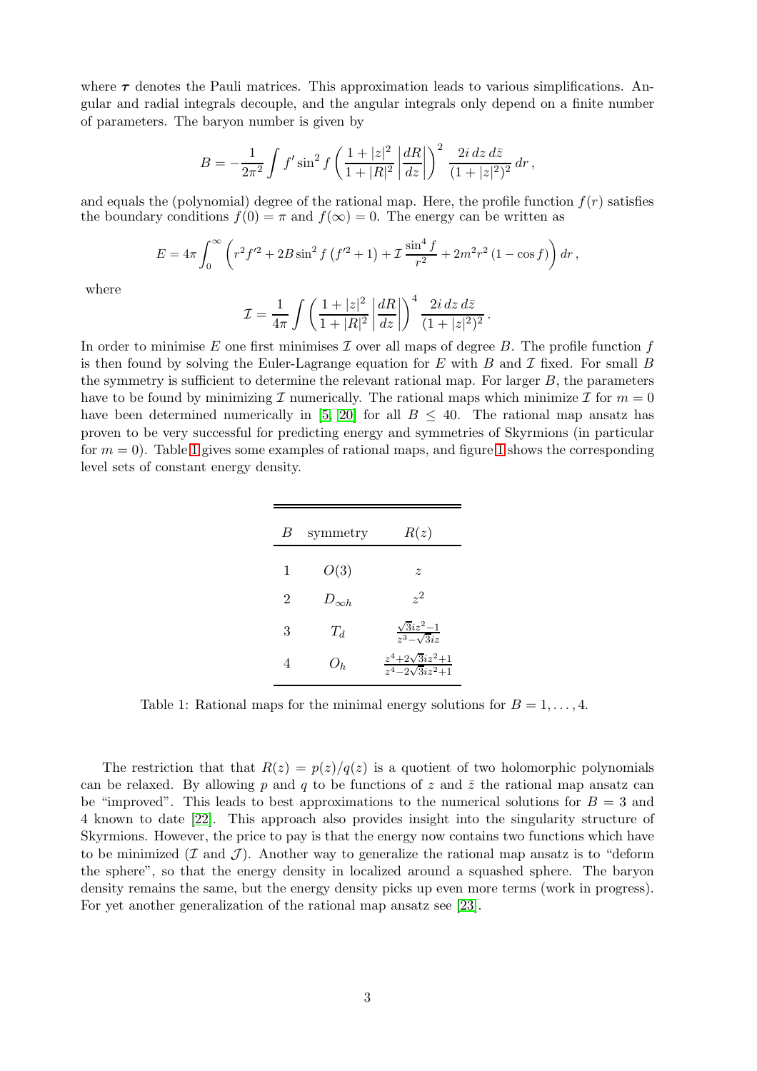where $\boldsymbol{\tau}$ denotes the Pauli matrices. This approximation leads to various simplifications. Angular and radial integrals decouple, and the angular integrals only depend on a finite number of parameters. The baryon number is given by

$$B = -\frac{1}{2\pi^2} \int f' \sin^2 f \left( \frac{1+|z|^2}{1+|R|^2} \left| \frac{dR}{dz} \right| \right)^2 \frac{2i\, dz\, d\bar{z}}{(1+|z|^2)^2}\, dr\,,$$

and equals the (polynomial) degree of the rational map. Here, the profile function $f(r)$ satisfies the boundary conditions $f(0) = \pi$ and $f(\infty) = 0$. The energy can be written as

$$E = 4\pi \int_0^\infty \left( r^2 f'^2 + 2B \sin^2 f \left( f'^2 + 1 \right) + \mathcal{I}\, \frac{\sin^4 f}{r^2} + 2m^2 r^2 \left( 1 - \cos f \right) \right) dr\,,$$

where

$$\mathcal{I} = \frac{1}{4\pi} \int \left( \frac{1+|z|^2}{1+|R|^2} \left| \frac{dR}{dz} \right| \right)^4 \frac{2i\, dz\, d\bar{z}}{(1+|z|^2)^2}\,.$$

In order to minimise $E$ one first minimises $\mathcal{I}$ over all maps of degree $B$. The profile function $f$ is then found by solving the Euler-Lagrange equation for $E$ with $B$ and $\mathcal{I}$ fixed. For small $B$ the symmetry is sufficient to determine the relevant rational map. For larger $B$, the parameters have to be found by minimizing $\mathcal{I}$ numerically. The rational maps which minimize $\mathcal{I}$ for $m = 0$ have been determined numerically in [5, 20] for all $B \leq 40$. The rational map ansatz has proven to be very successful for predicting energy and symmetries of Skyrmions (in particular for $m = 0$). Table 1 gives some examples of rational maps, and figure 1 shows the corresponding level sets of constant energy density.

| $B$ | symmetry | $R(z)$ |
|---|---|---|
| 1 | $O(3)$ | $z$ |
| 2 | $D_{\infty h}$ | $z^2$ |
| 3 | $T_d$ | $\frac{\sqrt{3}iz^2-1}{z^3-\sqrt{3}iz}$ |
| 4 | $O_h$ | $\frac{z^4+2\sqrt{3}iz^2+1}{z^4-2\sqrt{3}iz^2+1}$ |

Table 1: Rational maps for the minimal energy solutions for $B = 1, \ldots, 4$.

The restriction that that $R(z) = p(z)/q(z)$ is a quotient of two holomorphic polynomials can be relaxed. By allowing $p$ and $q$ to be functions of $z$ and $\bar{z}$ the rational map ansatz can be "improved". This leads to best approximations to the numerical solutions for $B = 3$ and 4 known to date [22]. This approach also provides insight into the singularity structure of Skyrmions. However, the price to pay is that the energy now contains two functions which have to be minimized ($\mathcal{I}$ and $\mathcal{J}$). Another way to generalize the rational map ansatz is to "deform the sphere", so that the energy density in localized around a squashed sphere. The baryon density remains the same, but the energy density picks up even more terms (work in progress). For yet another generalization of the rational map ansatz see [23].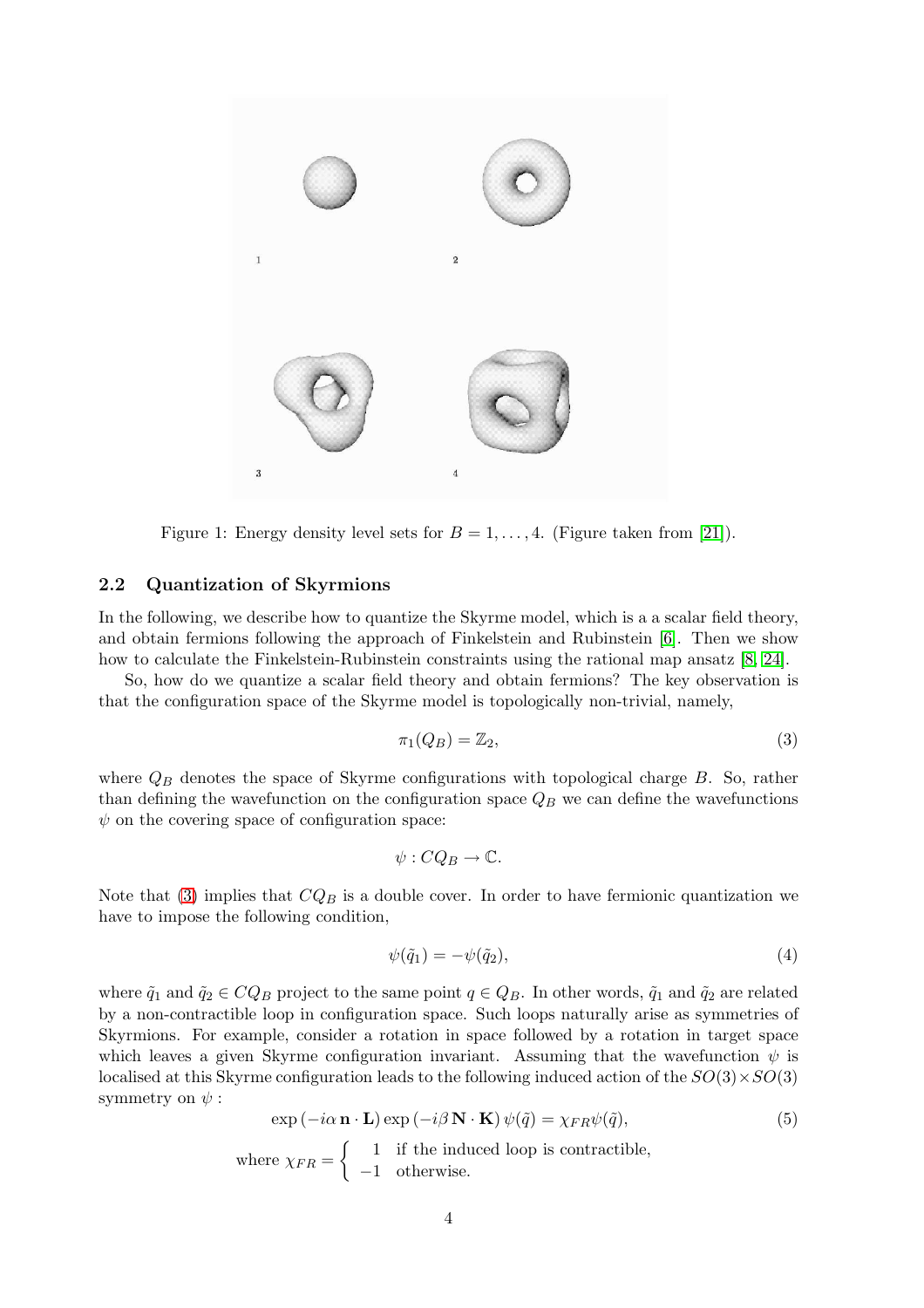Figure 1: Energy density level sets for $B = 1, \ldots, 4$. (Figure taken from [21]).

### 2.2 Quantization of Skyrmions

In the following, we describe how to quantize the Skyrme model, which is a a scalar field theory, and obtain fermions following the approach of Finkelstein and Rubinstein [6]. Then we show how to calculate the Finkelstein-Rubinstein constraints using the rational map ansatz [8, 24].

So, how do we quantize a scalar field theory and obtain fermions? The key observation is that the configuration space of the Skyrme model is topologically non-trivial, namely,

$$\pi_1(Q_B) = \mathbb{Z}_2, \tag{3}$$

where $Q_B$ denotes the space of Skyrme configurations with topological charge $B$. So, rather than defining the wavefunction on the configuration space $Q_B$ we can define the wavefunctions $\psi$ on the covering space of configuration space:

$$\psi : CQ_B \to \mathbb{C}.$$

Note that (3) implies that $CQ_B$ is a double cover. In order to have fermionic quantization we have to impose the following condition,

$$\psi(\tilde{q}_1) = -\psi(\tilde{q}_2), \tag{4}$$

where $\tilde{q}_1$ and $\tilde{q}_2 \in CQ_B$ project to the same point $q \in Q_B$. In other words, $\tilde{q}_1$ and $\tilde{q}_2$ are related by a non-contractible loop in configuration space. Such loops naturally arise as symmetries of Skyrmions. For example, consider a rotation in space followed by a rotation in target space which leaves a given Skyrme configuration invariant. Assuming that the wavefunction $\psi$ is localised at this Skyrme configuration leads to the following induced action of the $SO(3)\times SO(3)$ symmetry on $\psi$ :

$$\exp\left(-i\alpha\, \mathbf{n}\cdot\mathbf{L}\right)\exp\left(-i\beta\, \mathbf{N}\cdot\mathbf{K}\right)\psi(\tilde{q}) = \chi_{FR}\psi(\tilde{q}), \tag{5}$$

$$\text{where } \chi_{FR} = \begin{cases} 1 & \text{if the induced loop is contractible,} \\ -1 & \text{otherwise.} \end{cases}$$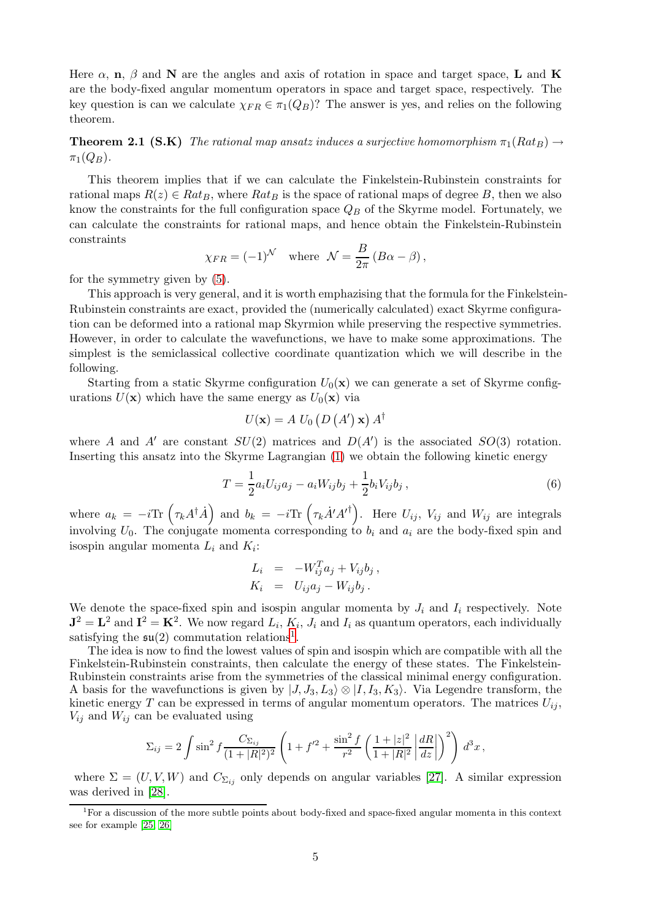Here $\alpha$, $\mathbf{n}$, $\beta$ and $\mathbf{N}$ are the angles and axis of rotation in space and target space, $\mathbf{L}$ and $\mathbf{K}$ are the body-fixed angular momentum operators in space and target space, respectively. The key question is can we calculate $\chi_{FR} \in \pi_1(Q_B)$? The answer is yes, and relies on the following theorem.

**Theorem 2.1 (S.K)** *The rational map ansatz induces a surjective homomorphism $\pi_1(Rat_B) \to \pi_1(Q_B)$.*

This theorem implies that if we can calculate the Finkelstein-Rubinstein constraints for rational maps $R(z) \in Rat_B$, where $Rat_B$ is the space of rational maps of degree $B$, then we also know the constraints for the full configuration space $Q_B$ of the Skyrme model. Fortunately, we can calculate the constraints for rational maps, and hence obtain the Finkelstein-Rubinstein constraints

$$\chi_{FR} = (-1)^{\mathcal{N}} \quad \text{where} \;\; \mathcal{N} = \frac{B}{2\pi}\left(B\alpha - \beta\right),$$

for the symmetry given by (5).

This approach is very general, and it is worth emphasizing that the formula for the Finkelstein-Rubinstein constraints are exact, provided the (numerically calculated) exact Skyrme configuration can be deformed into a rational map Skyrmion while preserving the respective symmetries. However, in order to calculate the wavefunctions, we have to make some approximations. The simplest is the semiclassical collective coordinate quantization which we will describe in the following.

Starting from a static Skyrme configuration $U_0(\mathbf{x})$ we can generate a set of Skyrme configurations $U(\mathbf{x})$ which have the same energy as $U_0(\mathbf{x})$ via

$$U(\mathbf{x}) = A \; U_0\left(D\left(A'\right)\mathbf{x}\right) A^\dagger$$

where $A$ and $A'$ are constant $SU(2)$ matrices and $D(A')$ is the associated $SO(3)$ rotation. Inserting this ansatz into the Skyrme Lagrangian (1) we obtain the following kinetic energy

$$T = \frac{1}{2}a_i U_{ij} a_j - a_i W_{ij} b_j + \frac{1}{2} b_i V_{ij} b_j\,, \tag{6}$$

where $a_k = -i\mathrm{Tr}\left(\tau_k A^\dagger \dot{A}\right)$ and $b_k = -i\mathrm{Tr}\left(\tau_k \dot{A}' A'^\dagger\right)$. Here $U_{ij}$, $V_{ij}$ and $W_{ij}$ are integrals involving $U_0$. The conjugate momenta corresponding to $b_i$ and $a_i$ are the body-fixed spin and isospin angular momenta $L_i$ and $K_i$:

$$\begin{aligned} L_i &= -W_{ij}^T a_j + V_{ij} b_j\,, \\ K_i &= U_{ij} a_j - W_{ij} b_j\,. \end{aligned}$$

We denote the space-fixed spin and isospin angular momenta by $J_i$ and $I_i$ respectively. Note $\mathbf{J}^2 = \mathbf{L}^2$ and $\mathbf{I}^2 = \mathbf{K}^2$. We now regard $L_i$, $K_i$, $J_i$ and $I_i$ as quantum operators, each individually satisfying the $\mathfrak{su}(2)$ commutation relations[1].

The idea is now to find the lowest values of spin and isospin which are compatible with all the Finkelstein-Rubinstein constraints, then calculate the energy of these states. The Finkelstein-Rubinstein constraints arise from the symmetries of the classical minimal energy configuration. A basis for the wavefunctions is given by $|J, J_3, L_3\rangle \otimes |I, I_3, K_3\rangle$. Via Legendre transform, the kinetic energy $T$ can be expressed in terms of angular momentum operators. The matrices $U_{ij}$, $V_{ij}$ and $W_{ij}$ can be evaluated using

$$\Sigma_{ij} = 2\int \sin^2 f \frac{C_{\Sigma_{ij}}}{(1+|R|^2)^2}\left(1 + f'^2 + \frac{\sin^2 f}{r^2}\left(\frac{1+|z|^2}{1+|R|^2}\left|\frac{dR}{dz}\right|\right)^2\right) d^3x\,,$$

where $\Sigma = (U, V, W)$ and $C_{\Sigma_{ij}}$ only depends on angular variables [27]. A similar expression was derived in [28].

[1] For a discussion of the more subtle points about body-fixed and space-fixed angular momenta in this context see for example [25, 26]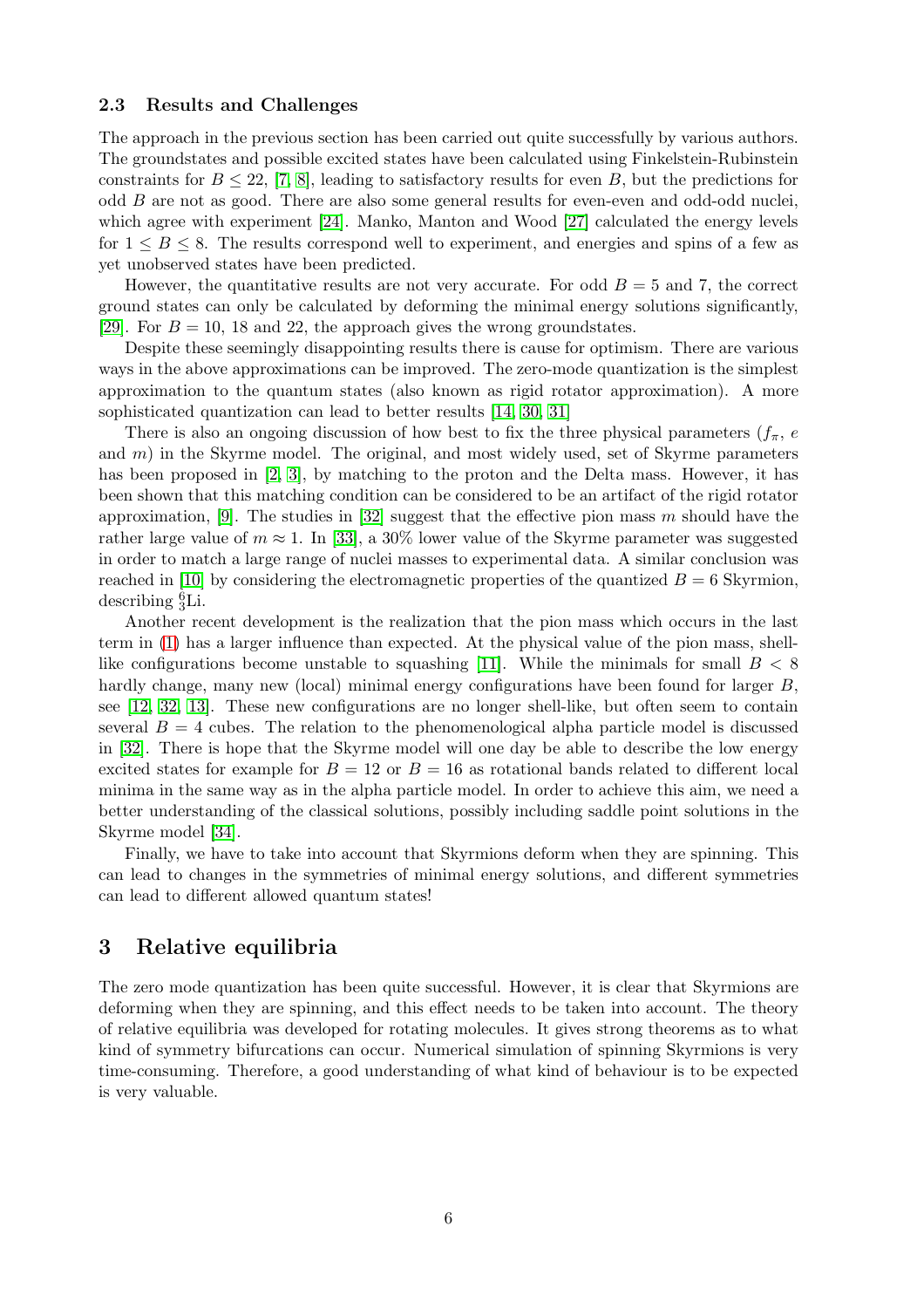### 2.3 Results and Challenges

The approach in the previous section has been carried out quite successfully by various authors. The groundstates and possible excited states have been calculated using Finkelstein-Rubinstein constraints for $B \leq 22$, [7, 8], leading to satisfactory results for even $B$, but the predictions for odd $B$ are not as good. There are also some general results for even-even and odd-odd nuclei, which agree with experiment [24]. Manko, Manton and Wood [27] calculated the energy levels for $1 \leq B \leq 8$. The results correspond well to experiment, and energies and spins of a few as yet unobserved states have been predicted.

However, the quantitative results are not very accurate. For odd $B = 5$ and 7, the correct ground states can only be calculated by deforming the minimal energy solutions significantly, [29]. For $B = 10$, 18 and 22, the approach gives the wrong groundstates.

Despite these seemingly disappointing results there is cause for optimism. There are various ways in the above approximations can be improved. The zero-mode quantization is the simplest approximation to the quantum states (also known as rigid rotator approximation). A more sophisticated quantization can lead to better results [14, 30, 31]

There is also an ongoing discussion of how best to fix the three physical parameters ($f_\pi$, $e$ and $m$) in the Skyrme model. The original, and most widely used, set of Skyrme parameters has been proposed in [2, 3], by matching to the proton and the Delta mass. However, it has been shown that this matching condition can be considered to be an artifact of the rigid rotator approximation, [9]. The studies in [32] suggest that the effective pion mass $m$ should have the rather large value of $m \approx 1$. In [33], a 30% lower value of the Skyrme parameter was suggested in order to match a large range of nuclei masses to experimental data. A similar conclusion was reached in [10] by considering the electromagnetic properties of the quantized $B = 6$ Skyrmion, describing $^{6}_{3}\mathrm{Li}$.

Another recent development is the realization that the pion mass which occurs in the last term in (1) has a larger influence than expected. At the physical value of the pion mass, shell-like configurations become unstable to squashing [11]. While the minimals for small $B < 8$ hardly change, many new (local) minimal energy configurations have been found for larger $B$, see [12, 32, 13]. These new configurations are no longer shell-like, but often seem to contain several $B = 4$ cubes. The relation to the phenomenological alpha particle model is discussed in [32]. There is hope that the Skyrme model will one day be able to describe the low energy excited states for example for $B = 12$ or $B = 16$ as rotational bands related to different local minima in the same way as in the alpha particle model. In order to achieve this aim, we need a better understanding of the classical solutions, possibly including saddle point solutions in the Skyrme model [34].

Finally, we have to take into account that Skyrmions deform when they are spinning. This can lead to changes in the symmetries of minimal energy solutions, and different symmetries can lead to different allowed quantum states!

## 3 Relative equilibria

The zero mode quantization has been quite successful. However, it is clear that Skyrmions are deforming when they are spinning, and this effect needs to be taken into account. The theory of relative equilibria was developed for rotating molecules. It gives strong theorems as to what kind of symmetry bifurcations can occur. Numerical simulation of spinning Skyrmions is very time-consuming. Therefore, a good understanding of what kind of behaviour is to be expected is very valuable.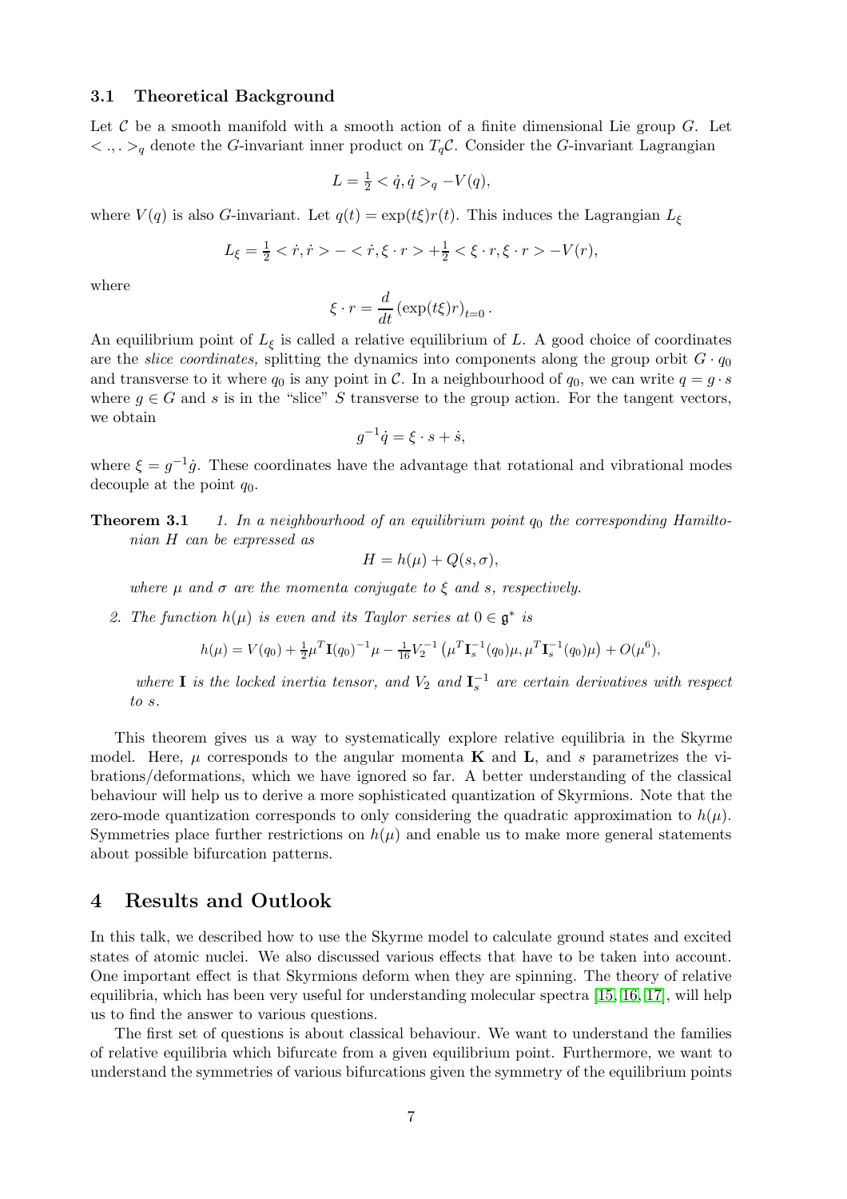### 3.1 Theoretical Background

Let $\mathcal{C}$ be a smooth manifold with a smooth action of a finite dimensional Lie group $G$. Let $< .,. >_q$ denote the $G$-invariant inner product on $T_q\mathcal{C}$. Consider the $G$-invariant Lagrangian

$$L = \tfrac{1}{2} < \dot{q}, \dot{q} >_q - V(q),$$

where $V(q)$ is also $G$-invariant. Let $q(t) = \exp(t\xi)r(t)$. This induces the Lagrangian $L_\xi$

$$L_\xi = \tfrac{1}{2} < \dot{r}, \dot{r} > - < \dot{r}, \xi \cdot r > + \tfrac{1}{2} < \xi \cdot r, \xi \cdot r > - V(r),$$

where

$$\xi \cdot r = \frac{d}{dt} \left( \exp(t\xi) r \right)_{t=0}.$$

An equilibrium point of $L_\xi$ is called a relative equilibrium of $L$. A good choice of coordinates are the *slice coordinates,* splitting the dynamics into components along the group orbit $G \cdot q_0$ and transverse to it where $q_0$ is any point in $\mathcal{C}$. In a neighbourhood of $q_0$, we can write $q = g \cdot s$ where $g \in G$ and $s$ is in the "slice" $S$ transverse to the group action. For the tangent vectors, we obtain

$$g^{-1}\dot{q} = \xi \cdot s + \dot{s},$$

where $\xi = g^{-1}\dot{g}$. These coordinates have the advantage that rotational and vibrational modes decouple at the point $q_0$.

**Theorem 3.1** *1. In a neighbourhood of an equilibrium point $q_0$ the corresponding Hamiltonian $H$ can be expressed as*

$$H = h(\mu) + Q(s, \sigma),$$

*where $\mu$ and $\sigma$ are the momenta conjugate to $\xi$ and $s$, respectively.*

*2. The function $h(\mu)$ is even and its Taylor series at $0 \in \mathfrak{g}^*$ is*

$$h(\mu) = V(q_0) + \tfrac{1}{2}\mu^T \mathbf{I}(q_0)^{-1}\mu - \tfrac{1}{16} V_2^{-1} \left( \mu^T \mathbf{I}_s^{-1}(q_0)\mu, \mu^T \mathbf{I}_s^{-1}(q_0)\mu \right) + O(\mu^6),$$

*where $\mathbf{I}$ is the locked inertia tensor, and $V_2$ and $\mathbf{I}_s^{-1}$ are certain derivatives with respect to $s$.*

This theorem gives us a way to systematically explore relative equilibria in the Skyrme model. Here, $\mu$ corresponds to the angular momenta $\mathbf{K}$ and $\mathbf{L}$, and $s$ parametrizes the vibrations/deformations, which we have ignored so far. A better understanding of the classical behaviour will help us to derive a more sophisticated quantization of Skyrmions. Note that the zero-mode quantization corresponds to only considering the quadratic approximation to $h(\mu)$. Symmetries place further restrictions on $h(\mu)$ and enable us to make more general statements about possible bifurcation patterns.

## 4 Results and Outlook

In this talk, we described how to use the Skyrme model to calculate ground states and excited states of atomic nuclei. We also discussed various effects that have to be taken into account. One important effect is that Skyrmions deform when they are spinning. The theory of relative equilibria, which has been very useful for understanding molecular spectra [15, 16, 17], will help us to find the answer to various questions.

The first set of questions is about classical behaviour. We want to understand the families of relative equilibria which bifurcate from a given equilibrium point. Furthermore, we want to understand the symmetries of various bifurcations given the symmetry of the equilibrium points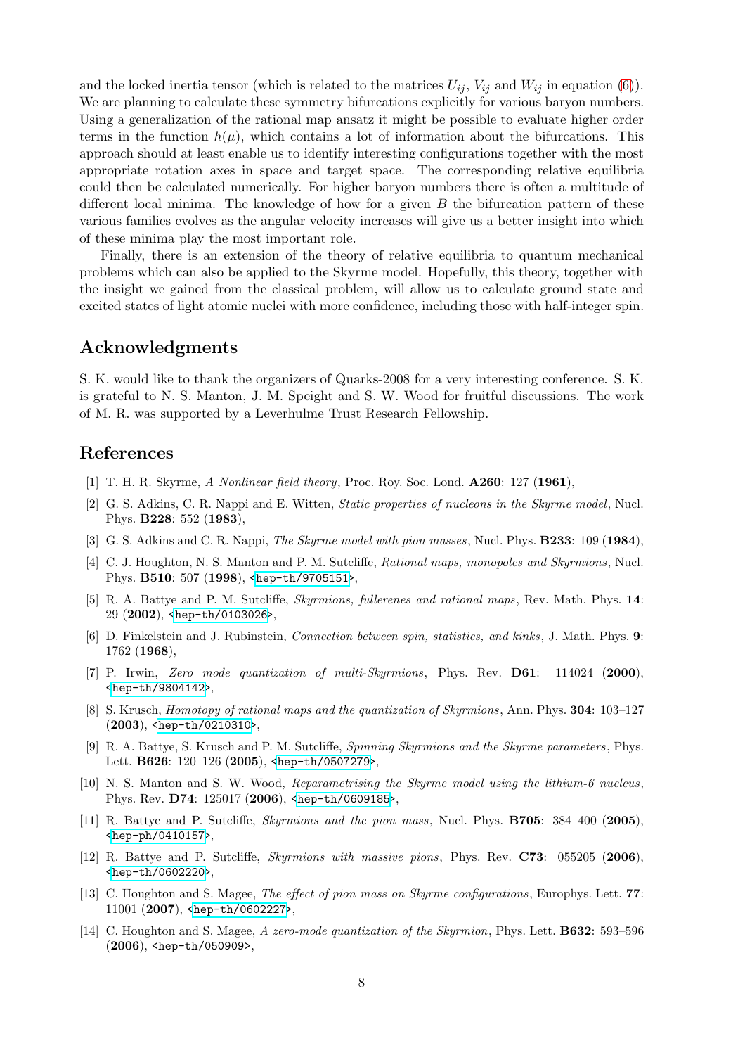and the locked inertia tensor (which is related to the matrices $U_{ij}$, $V_{ij}$ and $W_{ij}$ in equation (6)). We are planning to calculate these symmetry bifurcations explicitly for various baryon numbers. Using a generalization of the rational map ansatz it might be possible to evaluate higher order terms in the function $h(\mu)$, which contains a lot of information about the bifurcations. This approach should at least enable us to identify interesting configurations together with the most appropriate rotation axes in space and target space. The corresponding relative equilibria could then be calculated numerically. For higher baryon numbers there is often a multitude of different local minima. The knowledge of how for a given $B$ the bifurcation pattern of these various families evolves as the angular velocity increases will give us a better insight into which of these minima play the most important role.

Finally, there is an extension of the theory of relative equilibria to quantum mechanical problems which can also be applied to the Skyrme model. Hopefully, this theory, together with the insight we gained from the classical problem, will allow us to calculate ground state and excited states of light atomic nuclei with more confidence, including those with half-integer spin.

## Acknowledgments

S. K. would like to thank the organizers of Quarks-2008 for a very interesting conference. S. K. is grateful to N. S. Manton, J. M. Speight and S. W. Wood for fruitful discussions. The work of M. R. was supported by a Leverhulme Trust Research Fellowship.

## References

[1] T. H. R. Skyrme, *A Nonlinear field theory*, Proc. Roy. Soc. Lond. **A260**: 127 (**1961**),

[2] G. S. Adkins, C. R. Nappi and E. Witten, *Static properties of nucleons in the Skyrme model*, Nucl. Phys. **B228**: 552 (**1983**),

[3] G. S. Adkins and C. R. Nappi, *The Skyrme model with pion masses*, Nucl. Phys. **B233**: 109 (**1984**),

[4] C. J. Houghton, N. S. Manton and P. M. Sutcliffe, *Rational maps, monopoles and Skyrmions*, Nucl. Phys. **B510**: 507 (**1998**), <hep-th/9705151>,

[5] R. A. Battye and P. M. Sutcliffe, *Skyrmions, fullerenes and rational maps*, Rev. Math. Phys. **14**: 29 (**2002**), <hep-th/0103026>,

[6] D. Finkelstein and J. Rubinstein, *Connection between spin, statistics, and kinks*, J. Math. Phys. **9**: 1762 (**1968**),

[7] P. Irwin, *Zero mode quantization of multi-Skyrmions*, Phys. Rev. **D61**: 114024 (**2000**), <hep-th/9804142>,

[8] S. Krusch, *Homotopy of rational maps and the quantization of Skyrmions*, Ann. Phys. **304**: 103–127 (**2003**), <hep-th/0210310>,

[9] R. A. Battye, S. Krusch and P. M. Sutcliffe, *Spinning Skyrmions and the Skyrme parameters*, Phys. Lett. **B626**: 120–126 (**2005**), <hep-th/0507279>,

[10] N. S. Manton and S. W. Wood, *Reparametrising the Skyrme model using the lithium-6 nucleus*, Phys. Rev. **D74**: 125017 (**2006**), <hep-th/0609185>,

[11] R. Battye and P. Sutcliffe, *Skyrmions and the pion mass*, Nucl. Phys. **B705**: 384–400 (**2005**), <hep-ph/0410157>,

[12] R. Battye and P. Sutcliffe, *Skyrmions with massive pions*, Phys. Rev. **C73**: 055205 (**2006**), <hep-th/0602220>,

[13] C. Houghton and S. Magee, *The effect of pion mass on Skyrme configurations*, Europhys. Lett. **77**: 11001 (**2007**), <hep-th/0602227>,

[14] C. Houghton and S. Magee, *A zero-mode quantization of the Skyrmion*, Phys. Lett. **B632**: 593–596 (**2006**), <hep-th/050909>,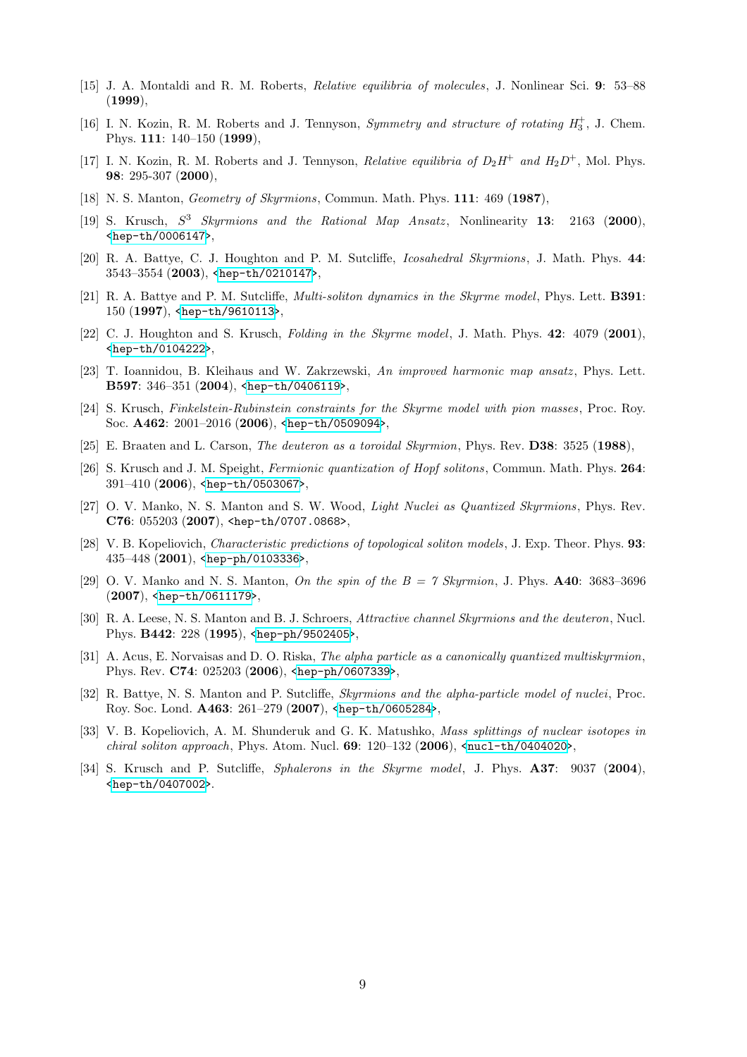[15] J. A. Montaldi and R. M. Roberts, *Relative equilibria of molecules*, J. Nonlinear Sci. **9**: 53–88 (**1999**),

[16] I. N. Kozin, R. M. Roberts and J. Tennyson, *Symmetry and structure of rotating* $H_3^+$, J. Chem. Phys. **111**: 140–150 (**1999**),

[17] I. N. Kozin, R. M. Roberts and J. Tennyson, *Relative equilibria of* $D_2H^+$ *and* $H_2D^+$, Mol. Phys. **98**: 295-307 (**2000**),

[18] N. S. Manton, *Geometry of Skyrmions*, Commun. Math. Phys. **111**: 469 (**1987**),

[19] S. Krusch, $S^3$ *Skyrmions and the Rational Map Ansatz*, Nonlinearity **13**: 2163 (**2000**), <hep-th/0006147>,

[20] R. A. Battye, C. J. Houghton and P. M. Sutcliffe, *Icosahedral Skyrmions*, J. Math. Phys. **44**: 3543–3554 (**2003**), <hep-th/0210147>,

[21] R. A. Battye and P. M. Sutcliffe, *Multi-soliton dynamics in the Skyrme model*, Phys. Lett. **B391**: 150 (**1997**), <hep-th/9610113>,

[22] C. J. Houghton and S. Krusch, *Folding in the Skyrme model*, J. Math. Phys. **42**: 4079 (**2001**), <hep-th/0104222>,

[23] T. Ioannidou, B. Kleihaus and W. Zakrzewski, *An improved harmonic map ansatz*, Phys. Lett. **B597**: 346–351 (**2004**), <hep-th/0406119>,

[24] S. Krusch, *Finkelstein-Rubinstein constraints for the Skyrme model with pion masses*, Proc. Roy. Soc. **A462**: 2001–2016 (**2006**), <hep-th/0509094>,

[25] E. Braaten and L. Carson, *The deuteron as a toroidal Skyrmion*, Phys. Rev. **D38**: 3525 (**1988**),

[26] S. Krusch and J. M. Speight, *Fermionic quantization of Hopf solitons*, Commun. Math. Phys. **264**: 391–410 (**2006**), <hep-th/0503067>,

[27] O. V. Manko, N. S. Manton and S. W. Wood, *Light Nuclei as Quantized Skyrmions*, Phys. Rev. **C76**: 055203 (**2007**), <hep-th/0707.0868>,

[28] V. B. Kopeliovich, *Characteristic predictions of topological soliton models*, J. Exp. Theor. Phys. **93**: 435–448 (**2001**), <hep-ph/0103336>,

[29] O. V. Manko and N. S. Manton, *On the spin of the* $B = 7$ *Skyrmion*, J. Phys. **A40**: 3683–3696 (**2007**), <hep-th/0611179>,

[30] R. A. Leese, N. S. Manton and B. J. Schroers, *Attractive channel Skyrmions and the deuteron*, Nucl. Phys. **B442**: 228 (**1995**), <hep-ph/9502405>,

[31] A. Acus, E. Norvaisas and D. O. Riska, *The alpha particle as a canonically quantized multiskyrmion*, Phys. Rev. **C74**: 025203 (**2006**), <hep-ph/0607339>,

[32] R. Battye, N. S. Manton and P. Sutcliffe, *Skyrmions and the alpha-particle model of nuclei*, Proc. Roy. Soc. Lond. **A463**: 261–279 (**2007**), <hep-th/0605284>,

[33] V. B. Kopeliovich, A. M. Shunderuk and G. K. Matushko, *Mass splittings of nuclear isotopes in chiral soliton approach*, Phys. Atom. Nucl. **69**: 120–132 (**2006**), <nucl-th/0404020>,

[34] S. Krusch and P. Sutcliffe, *Sphalerons in the Skyrme model*, J. Phys. **A37**: 9037 (**2004**), <hep-th/0407002>.